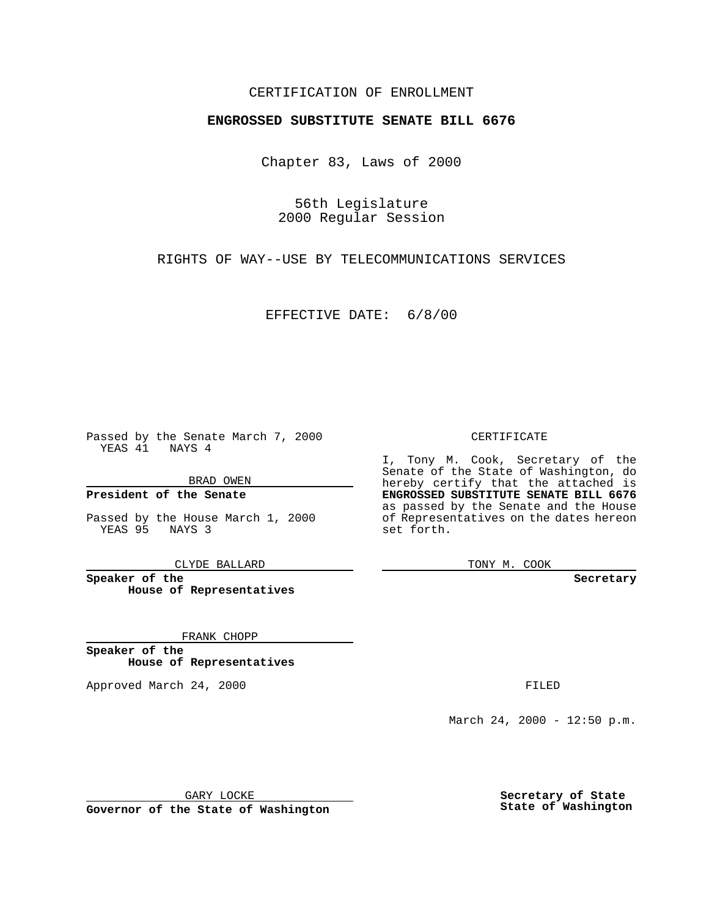CERTIFICATION OF ENROLLMENT

**ENGROSSED SUBSTITUTE SENATE BILL 6676**

Chapter 83, Laws of 2000

56th Legislature
2000 Regular Session

RIGHTS OF WAY--USE BY TELECOMMUNICATIONS SERVICES

EFFECTIVE DATE: 6/8/00

Passed by the Senate March 7, 2000
YEAS 41 NAYS 4

BRAD OWEN

**President of the Senate**

Passed by the House March 1, 2000
YEAS 95 NAYS 3

CLYDE BALLARD

**Speaker of the House of Representatives**

FRANK CHOPP

**Speaker of the House of Representatives**

Approved March 24, 2000

GARY LOCKE

**Governor of the State of Washington**

CERTIFICATE

I, Tony M. Cook, Secretary of the Senate of the State of Washington, do hereby certify that the attached is **ENGROSSED SUBSTITUTE SENATE BILL 6676** as passed by the Senate and the House of Representatives on the dates hereon set forth.

TONY M. COOK

**Secretary**

FILED

March 24, 2000 - 12:50 p.m.

**Secretary of State State of Washington**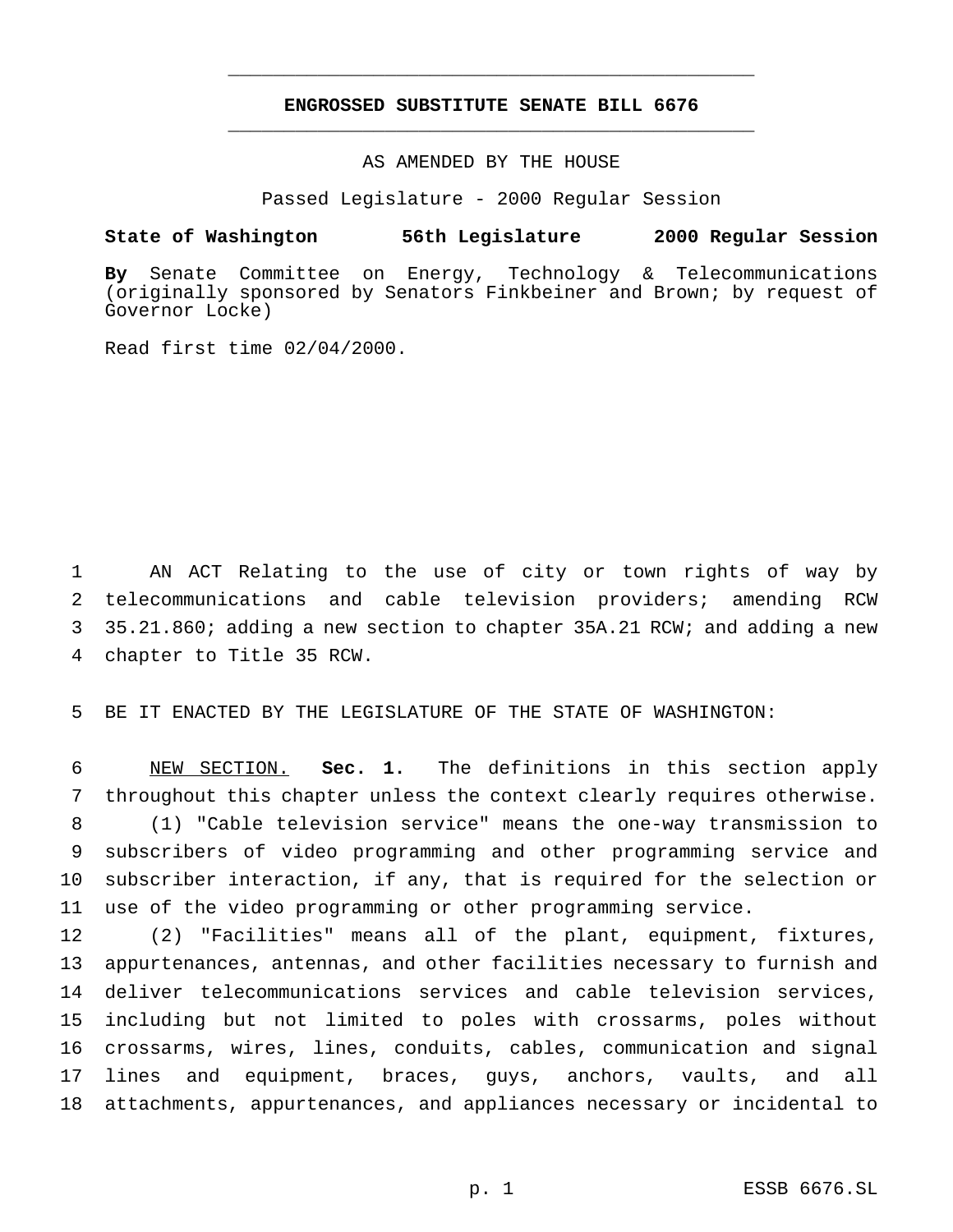**ENGROSSED SUBSTITUTE SENATE BILL 6676**

AS AMENDED BY THE HOUSE

Passed Legislature - 2000 Regular Session

**State of Washington 56th Legislature 2000 Regular Session**

**By** Senate Committee on Energy, Technology & Telecommunications (originally sponsored by Senators Finkbeiner and Brown; by request of Governor Locke)

Read first time 02/04/2000.

AN ACT Relating to the use of city or town rights of way by telecommunications and cable television providers; amending RCW 35.21.860; adding a new section to chapter 35A.21 RCW; and adding a new chapter to Title 35 RCW.

BE IT ENACTED BY THE LEGISLATURE OF THE STATE OF WASHINGTON:

NEW SECTION. **Sec. 1.** The definitions in this section apply throughout this chapter unless the context clearly requires otherwise.

(1) "Cable television service" means the one-way transmission to subscribers of video programming and other programming service and subscriber interaction, if any, that is required for the selection or use of the video programming or other programming service.

(2) "Facilities" means all of the plant, equipment, fixtures, appurtenances, antennas, and other facilities necessary to furnish and deliver telecommunications services and cable television services, including but not limited to poles with crossarms, poles without crossarms, wires, lines, conduits, cables, communication and signal lines and equipment, braces, guys, anchors, vaults, and all attachments, appurtenances, and appliances necessary or incidental to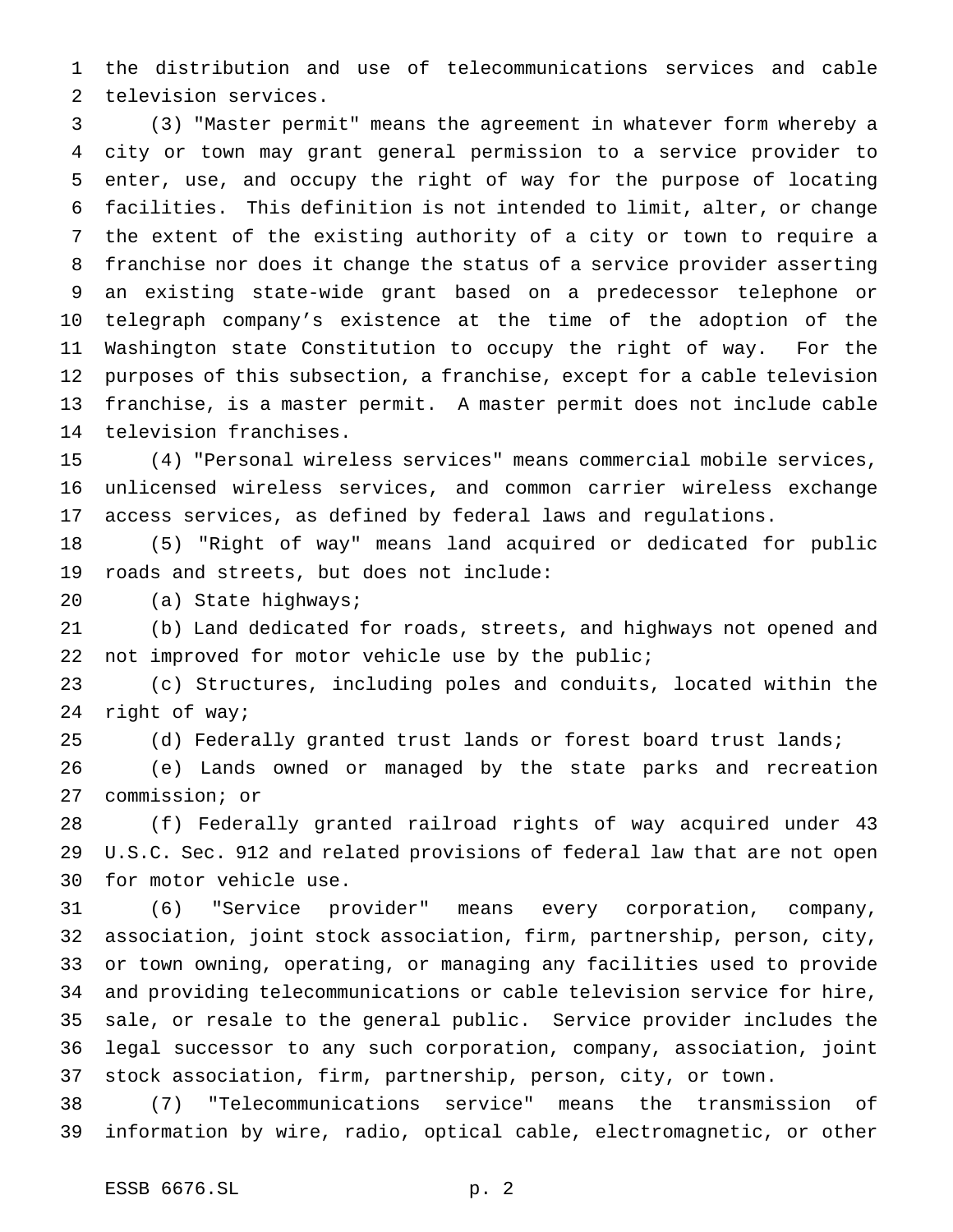the distribution and use of telecommunications services and cable television services.

(3) "Master permit" means the agreement in whatever form whereby a city or town may grant general permission to a service provider to enter, use, and occupy the right of way for the purpose of locating facilities. This definition is not intended to limit, alter, or change the extent of the existing authority of a city or town to require a franchise nor does it change the status of a service provider asserting an existing state-wide grant based on a predecessor telephone or telegraph company's existence at the time of the adoption of the Washington state Constitution to occupy the right of way. For the purposes of this subsection, a franchise, except for a cable television franchise, is a master permit. A master permit does not include cable television franchises.

(4) "Personal wireless services" means commercial mobile services, unlicensed wireless services, and common carrier wireless exchange access services, as defined by federal laws and regulations.

(5) "Right of way" means land acquired or dedicated for public roads and streets, but does not include:

(a) State highways;

(b) Land dedicated for roads, streets, and highways not opened and not improved for motor vehicle use by the public;

(c) Structures, including poles and conduits, located within the right of way;

(d) Federally granted trust lands or forest board trust lands;

(e) Lands owned or managed by the state parks and recreation commission; or

(f) Federally granted railroad rights of way acquired under 43 U.S.C. Sec. 912 and related provisions of federal law that are not open for motor vehicle use.

(6) "Service provider" means every corporation, company, association, joint stock association, firm, partnership, person, city, or town owning, operating, or managing any facilities used to provide and providing telecommunications or cable television service for hire, sale, or resale to the general public. Service provider includes the legal successor to any such corporation, company, association, joint stock association, firm, partnership, person, city, or town.

(7) "Telecommunications service" means the transmission of information by wire, radio, optical cable, electromagnetic, or other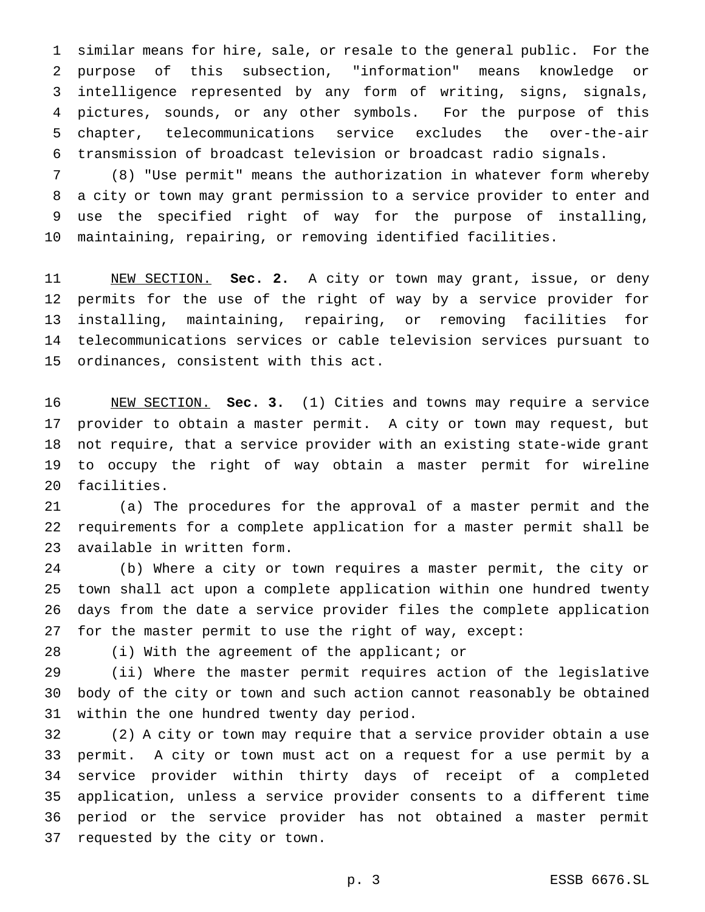similar means for hire, sale, or resale to the general public. For the purpose of this subsection, "information" means knowledge or intelligence represented by any form of writing, signs, signals, pictures, sounds, or any other symbols. For the purpose of this chapter, telecommunications service excludes the over-the-air transmission of broadcast television or broadcast radio signals.

(8) "Use permit" means the authorization in whatever form whereby a city or town may grant permission to a service provider to enter and use the specified right of way for the purpose of installing, maintaining, repairing, or removing identified facilities.

NEW SECTION. **Sec. 2.** A city or town may grant, issue, or deny permits for the use of the right of way by a service provider for installing, maintaining, repairing, or removing facilities for telecommunications services or cable television services pursuant to ordinances, consistent with this act.

NEW SECTION. **Sec. 3.** (1) Cities and towns may require a service provider to obtain a master permit. A city or town may request, but not require, that a service provider with an existing state-wide grant to occupy the right of way obtain a master permit for wireline facilities.

(a) The procedures for the approval of a master permit and the requirements for a complete application for a master permit shall be available in written form.

(b) Where a city or town requires a master permit, the city or town shall act upon a complete application within one hundred twenty days from the date a service provider files the complete application for the master permit to use the right of way, except:

(i) With the agreement of the applicant; or

(ii) Where the master permit requires action of the legislative body of the city or town and such action cannot reasonably be obtained within the one hundred twenty day period.

(2) A city or town may require that a service provider obtain a use permit. A city or town must act on a request for a use permit by a service provider within thirty days of receipt of a completed application, unless a service provider consents to a different time period or the service provider has not obtained a master permit requested by the city or town.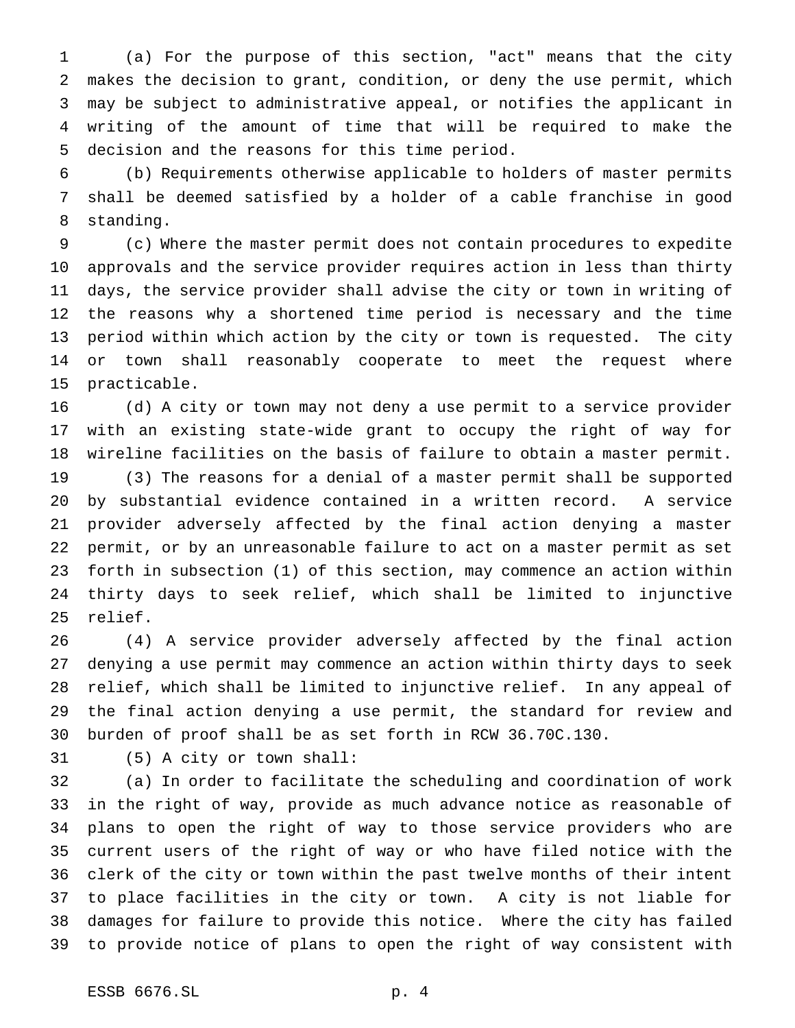(a) For the purpose of this section, "act" means that the city makes the decision to grant, condition, or deny the use permit, which may be subject to administrative appeal, or notifies the applicant in writing of the amount of time that will be required to make the decision and the reasons for this time period.

(b) Requirements otherwise applicable to holders of master permits shall be deemed satisfied by a holder of a cable franchise in good standing.

(c) Where the master permit does not contain procedures to expedite approvals and the service provider requires action in less than thirty days, the service provider shall advise the city or town in writing of the reasons why a shortened time period is necessary and the time period within which action by the city or town is requested. The city or town shall reasonably cooperate to meet the request where practicable.

(d) A city or town may not deny a use permit to a service provider with an existing state-wide grant to occupy the right of way for wireline facilities on the basis of failure to obtain a master permit.

(3) The reasons for a denial of a master permit shall be supported by substantial evidence contained in a written record. A service provider adversely affected by the final action denying a master permit, or by an unreasonable failure to act on a master permit as set forth in subsection (1) of this section, may commence an action within thirty days to seek relief, which shall be limited to injunctive relief.

(4) A service provider adversely affected by the final action denying a use permit may commence an action within thirty days to seek relief, which shall be limited to injunctive relief. In any appeal of the final action denying a use permit, the standard for review and burden of proof shall be as set forth in RCW 36.70C.130.

(5) A city or town shall:

(a) In order to facilitate the scheduling and coordination of work in the right of way, provide as much advance notice as reasonable of plans to open the right of way to those service providers who are current users of the right of way or who have filed notice with the clerk of the city or town within the past twelve months of their intent to place facilities in the city or town. A city is not liable for damages for failure to provide this notice. Where the city has failed to provide notice of plans to open the right of way consistent with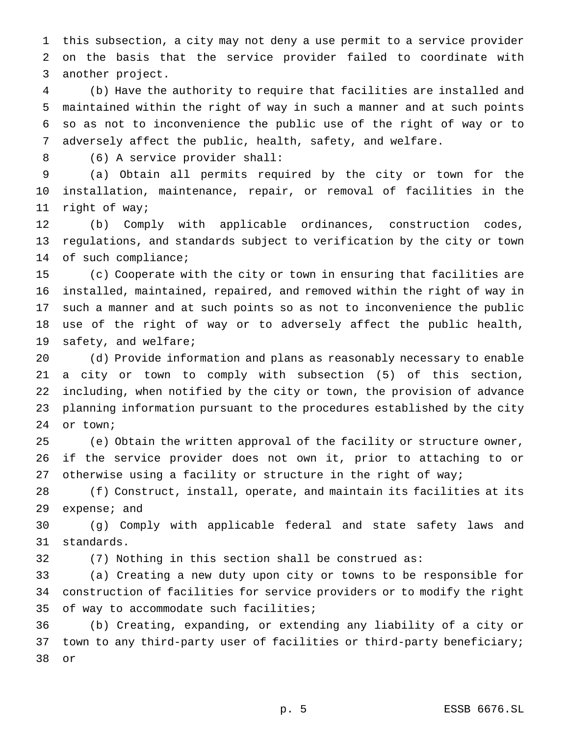this subsection, a city may not deny a use permit to a service provider on the basis that the service provider failed to coordinate with another project.

(b) Have the authority to require that facilities are installed and maintained within the right of way in such a manner and at such points so as not to inconvenience the public use of the right of way or to adversely affect the public, health, safety, and welfare.

(6) A service provider shall:

(a) Obtain all permits required by the city or town for the installation, maintenance, repair, or removal of facilities in the right of way;

(b) Comply with applicable ordinances, construction codes, regulations, and standards subject to verification by the city or town of such compliance;

(c) Cooperate with the city or town in ensuring that facilities are installed, maintained, repaired, and removed within the right of way in such a manner and at such points so as not to inconvenience the public use of the right of way or to adversely affect the public health, safety, and welfare;

(d) Provide information and plans as reasonably necessary to enable a city or town to comply with subsection (5) of this section, including, when notified by the city or town, the provision of advance planning information pursuant to the procedures established by the city or town;

(e) Obtain the written approval of the facility or structure owner, if the service provider does not own it, prior to attaching to or otherwise using a facility or structure in the right of way;

(f) Construct, install, operate, and maintain its facilities at its expense; and

(g) Comply with applicable federal and state safety laws and standards.

(7) Nothing in this section shall be construed as:

(a) Creating a new duty upon city or towns to be responsible for construction of facilities for service providers or to modify the right of way to accommodate such facilities;

(b) Creating, expanding, or extending any liability of a city or town to any third-party user of facilities or third-party beneficiary; or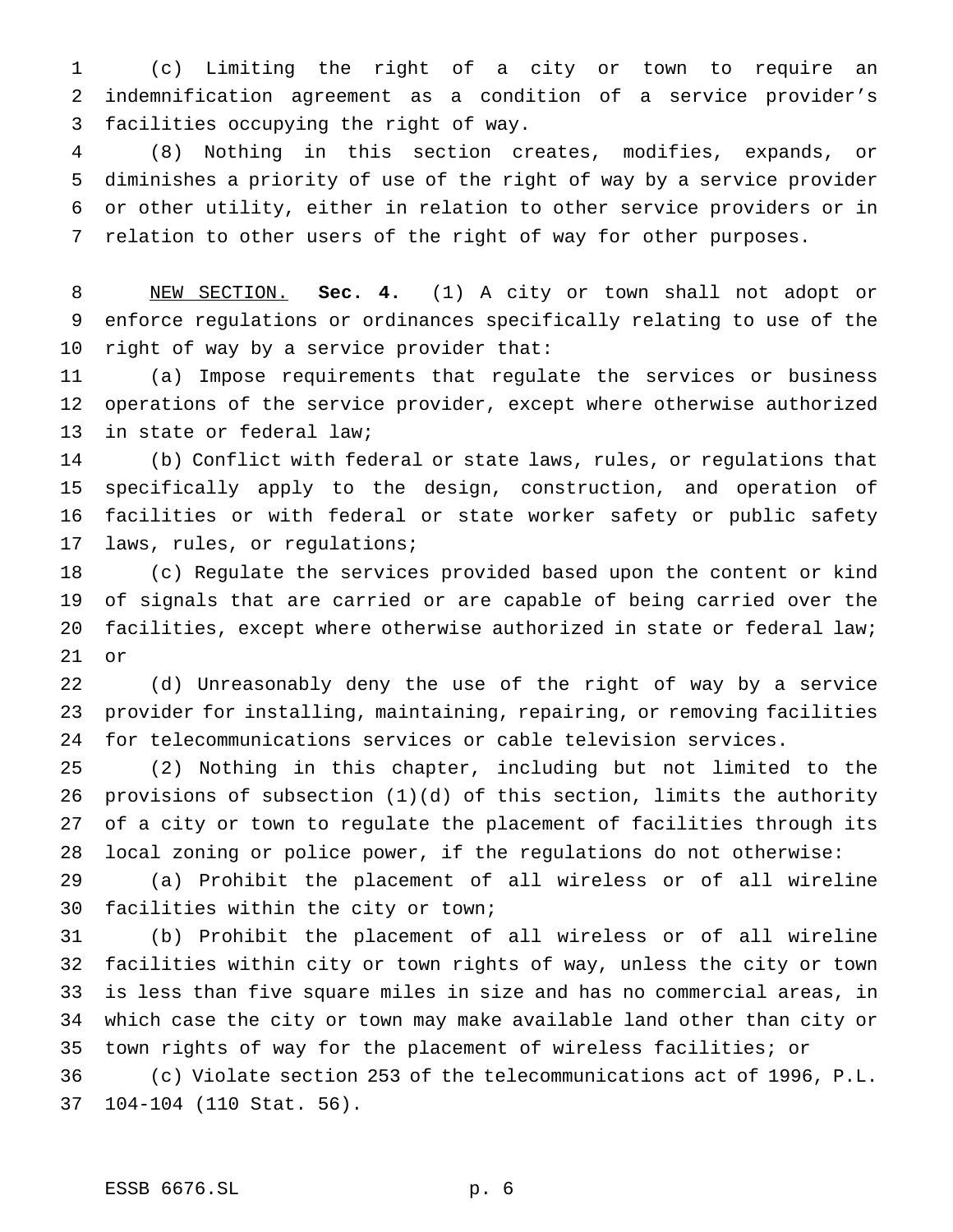(c) Limiting the right of a city or town to require an indemnification agreement as a condition of a service provider's facilities occupying the right of way.

(8) Nothing in this section creates, modifies, expands, or diminishes a priority of use of the right of way by a service provider or other utility, either in relation to other service providers or in relation to other users of the right of way for other purposes.

NEW SECTION. **Sec. 4.** (1) A city or town shall not adopt or enforce regulations or ordinances specifically relating to use of the right of way by a service provider that:

(a) Impose requirements that regulate the services or business operations of the service provider, except where otherwise authorized in state or federal law;

(b) Conflict with federal or state laws, rules, or regulations that specifically apply to the design, construction, and operation of facilities or with federal or state worker safety or public safety laws, rules, or regulations;

(c) Regulate the services provided based upon the content or kind of signals that are carried or are capable of being carried over the facilities, except where otherwise authorized in state or federal law; or

(d) Unreasonably deny the use of the right of way by a service provider for installing, maintaining, repairing, or removing facilities for telecommunications services or cable television services.

(2) Nothing in this chapter, including but not limited to the provisions of subsection (1)(d) of this section, limits the authority of a city or town to regulate the placement of facilities through its local zoning or police power, if the regulations do not otherwise:

(a) Prohibit the placement of all wireless or of all wireline facilities within the city or town;

(b) Prohibit the placement of all wireless or of all wireline facilities within city or town rights of way, unless the city or town is less than five square miles in size and has no commercial areas, in which case the city or town may make available land other than city or town rights of way for the placement of wireless facilities; or

(c) Violate section 253 of the telecommunications act of 1996, P.L. 104-104 (110 Stat. 56).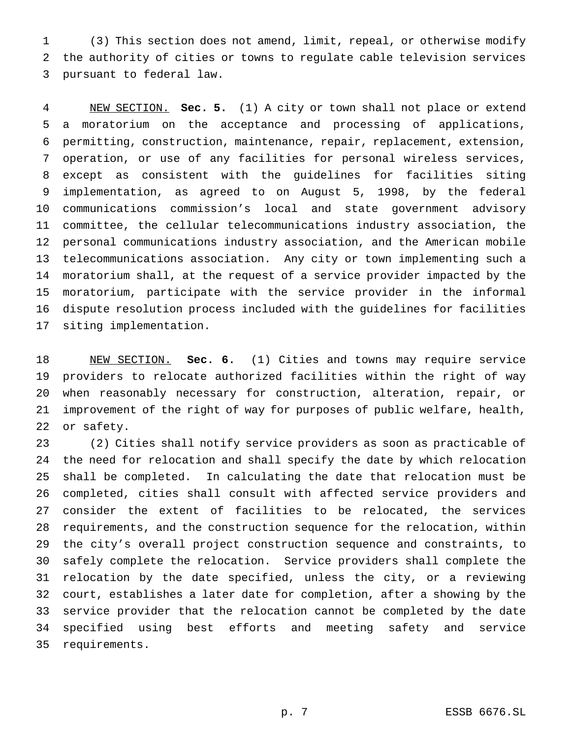(3) This section does not amend, limit, repeal, or otherwise modify the authority of cities or towns to regulate cable television services pursuant to federal law.

NEW SECTION. **Sec. 5.** (1) A city or town shall not place or extend a moratorium on the acceptance and processing of applications, permitting, construction, maintenance, repair, replacement, extension, operation, or use of any facilities for personal wireless services, except as consistent with the guidelines for facilities siting implementation, as agreed to on August 5, 1998, by the federal communications commission's local and state government advisory committee, the cellular telecommunications industry association, the personal communications industry association, and the American mobile telecommunications association. Any city or town implementing such a moratorium shall, at the request of a service provider impacted by the moratorium, participate with the service provider in the informal dispute resolution process included with the guidelines for facilities siting implementation.

NEW SECTION. **Sec. 6.** (1) Cities and towns may require service providers to relocate authorized facilities within the right of way when reasonably necessary for construction, alteration, repair, or improvement of the right of way for purposes of public welfare, health, or safety.

(2) Cities shall notify service providers as soon as practicable of the need for relocation and shall specify the date by which relocation shall be completed. In calculating the date that relocation must be completed, cities shall consult with affected service providers and consider the extent of facilities to be relocated, the services requirements, and the construction sequence for the relocation, within the city's overall project construction sequence and constraints, to safely complete the relocation. Service providers shall complete the relocation by the date specified, unless the city, or a reviewing court, establishes a later date for completion, after a showing by the service provider that the relocation cannot be completed by the date specified using best efforts and meeting safety and service requirements.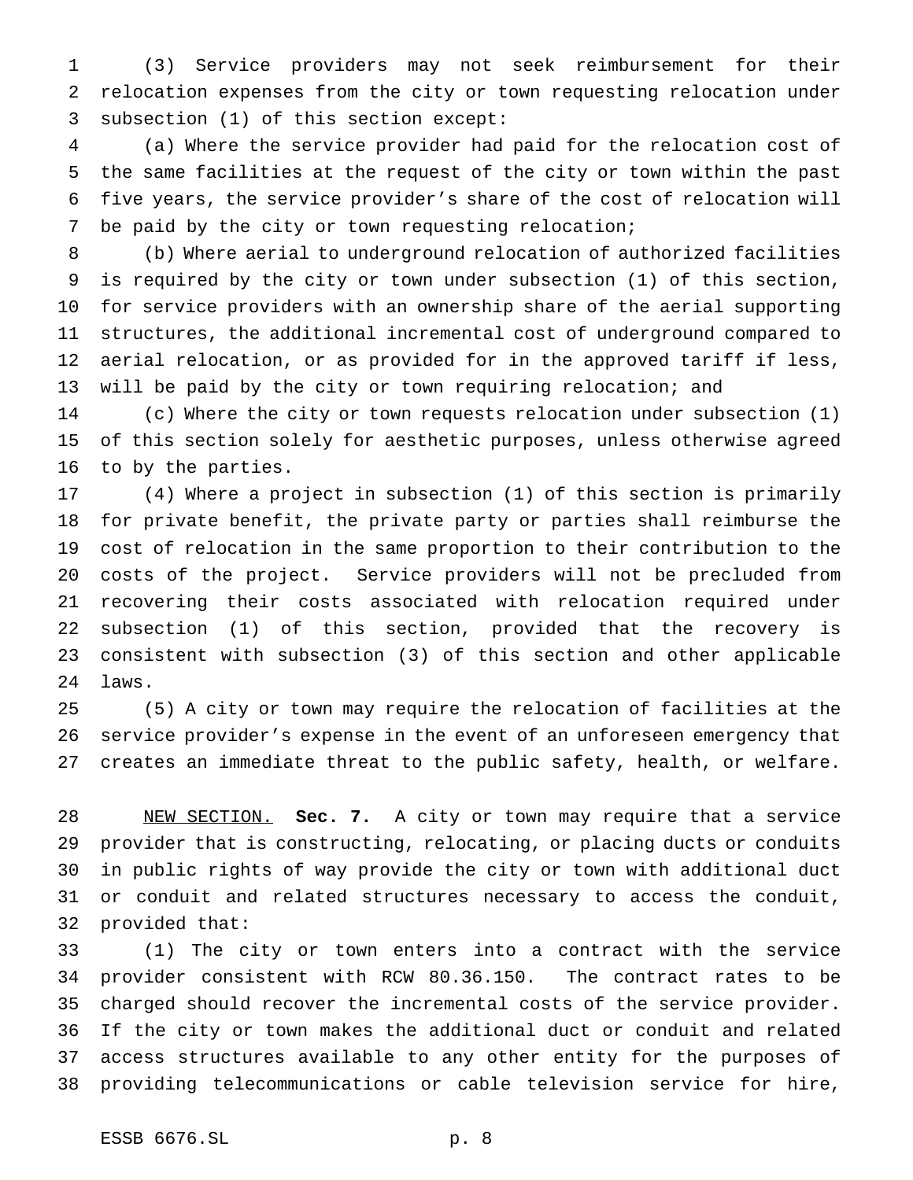(3) Service providers may not seek reimbursement for their relocation expenses from the city or town requesting relocation under subsection (1) of this section except:

(a) Where the service provider had paid for the relocation cost of the same facilities at the request of the city or town within the past five years, the service provider's share of the cost of relocation will be paid by the city or town requesting relocation;

(b) Where aerial to underground relocation of authorized facilities is required by the city or town under subsection (1) of this section, for service providers with an ownership share of the aerial supporting structures, the additional incremental cost of underground compared to aerial relocation, or as provided for in the approved tariff if less, will be paid by the city or town requiring relocation; and

(c) Where the city or town requests relocation under subsection (1) of this section solely for aesthetic purposes, unless otherwise agreed to by the parties.

(4) Where a project in subsection (1) of this section is primarily for private benefit, the private party or parties shall reimburse the cost of relocation in the same proportion to their contribution to the costs of the project. Service providers will not be precluded from recovering their costs associated with relocation required under subsection (1) of this section, provided that the recovery is consistent with subsection (3) of this section and other applicable laws.

(5) A city or town may require the relocation of facilities at the service provider's expense in the event of an unforeseen emergency that creates an immediate threat to the public safety, health, or welfare.

NEW SECTION. **Sec. 7.** A city or town may require that a service provider that is constructing, relocating, or placing ducts or conduits in public rights of way provide the city or town with additional duct or conduit and related structures necessary to access the conduit, provided that:

(1) The city or town enters into a contract with the service provider consistent with RCW 80.36.150. The contract rates to be charged should recover the incremental costs of the service provider. If the city or town makes the additional duct or conduit and related access structures available to any other entity for the purposes of providing telecommunications or cable television service for hire,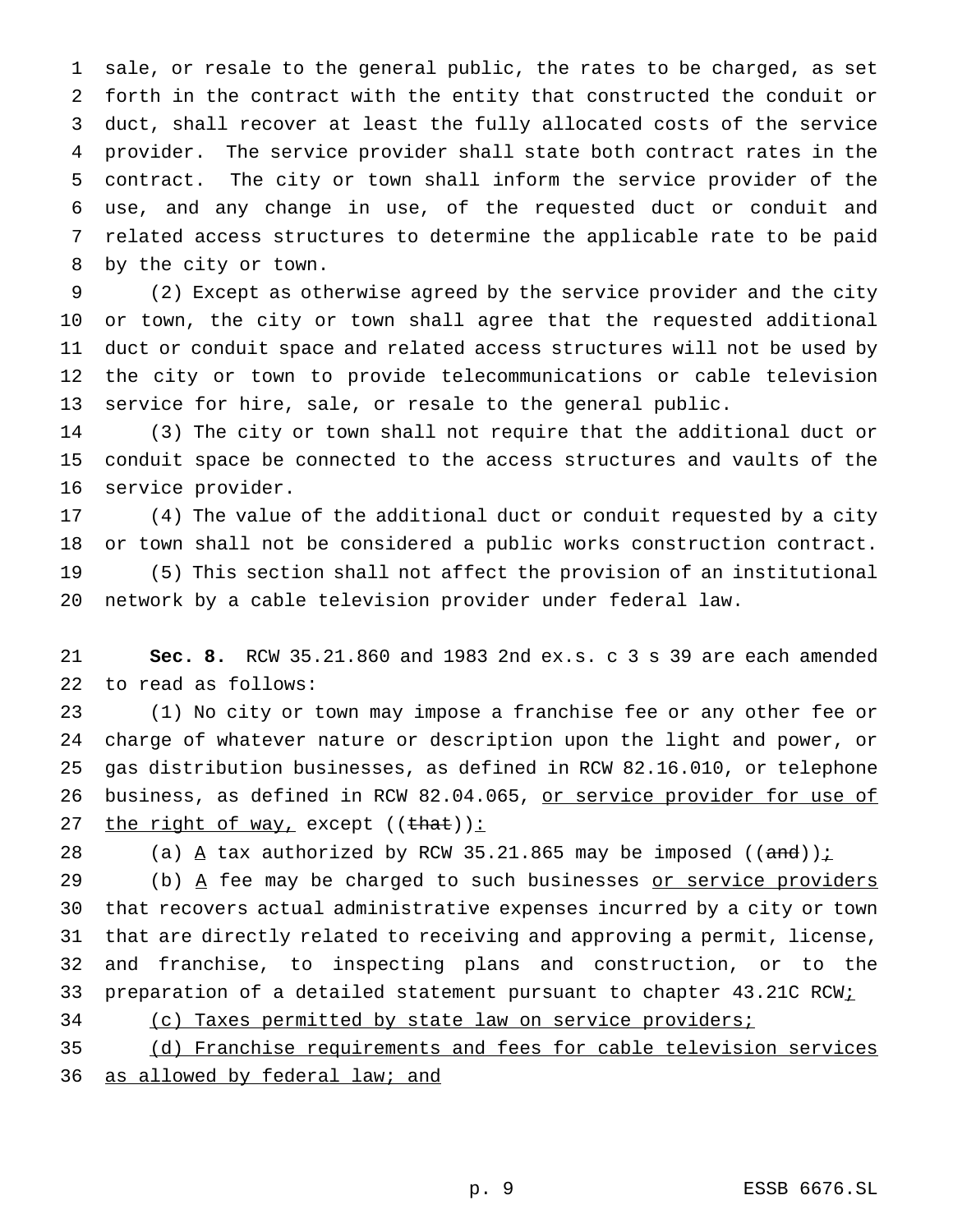sale, or resale to the general public, the rates to be charged, as set forth in the contract with the entity that constructed the conduit or duct, shall recover at least the fully allocated costs of the service provider. The service provider shall state both contract rates in the contract. The city or town shall inform the service provider of the use, and any change in use, of the requested duct or conduit and related access structures to determine the applicable rate to be paid by the city or town.

(2) Except as otherwise agreed by the service provider and the city or town, the city or town shall agree that the requested additional duct or conduit space and related access structures will not be used by the city or town to provide telecommunications or cable television service for hire, sale, or resale to the general public.

(3) The city or town shall not require that the additional duct or conduit space be connected to the access structures and vaults of the service provider.

(4) The value of the additional duct or conduit requested by a city or town shall not be considered a public works construction contract.

(5) This section shall not affect the provision of an institutional network by a cable television provider under federal law.

**Sec. 8.** RCW 35.21.860 and 1983 2nd ex.s. c 3 s 39 are each amended to read as follows:

(1) No city or town may impose a franchise fee or any other fee or charge of whatever nature or description upon the light and power, or gas distribution businesses, as defined in RCW 82.16.010, or telephone business, as defined in RCW 82.04.065, <u>or service provider for use of the right of way,</u> except ((~~that~~))<u>:</u>

(a) <u>A</u> tax authorized by RCW 35.21.865 may be imposed ((~~and~~))<u>;</u>

(b) <u>A</u> fee may be charged to such businesses <u>or service providers</u> that recovers actual administrative expenses incurred by a city or town that are directly related to receiving and approving a permit, license, and franchise, to inspecting plans and construction, or to the preparation of a detailed statement pursuant to chapter 43.21C RCW<u>;</u>

<u>(c) Taxes permitted by state law on service providers;</u>

<u>(d) Franchise requirements and fees for cable television services as allowed by federal law; and</u>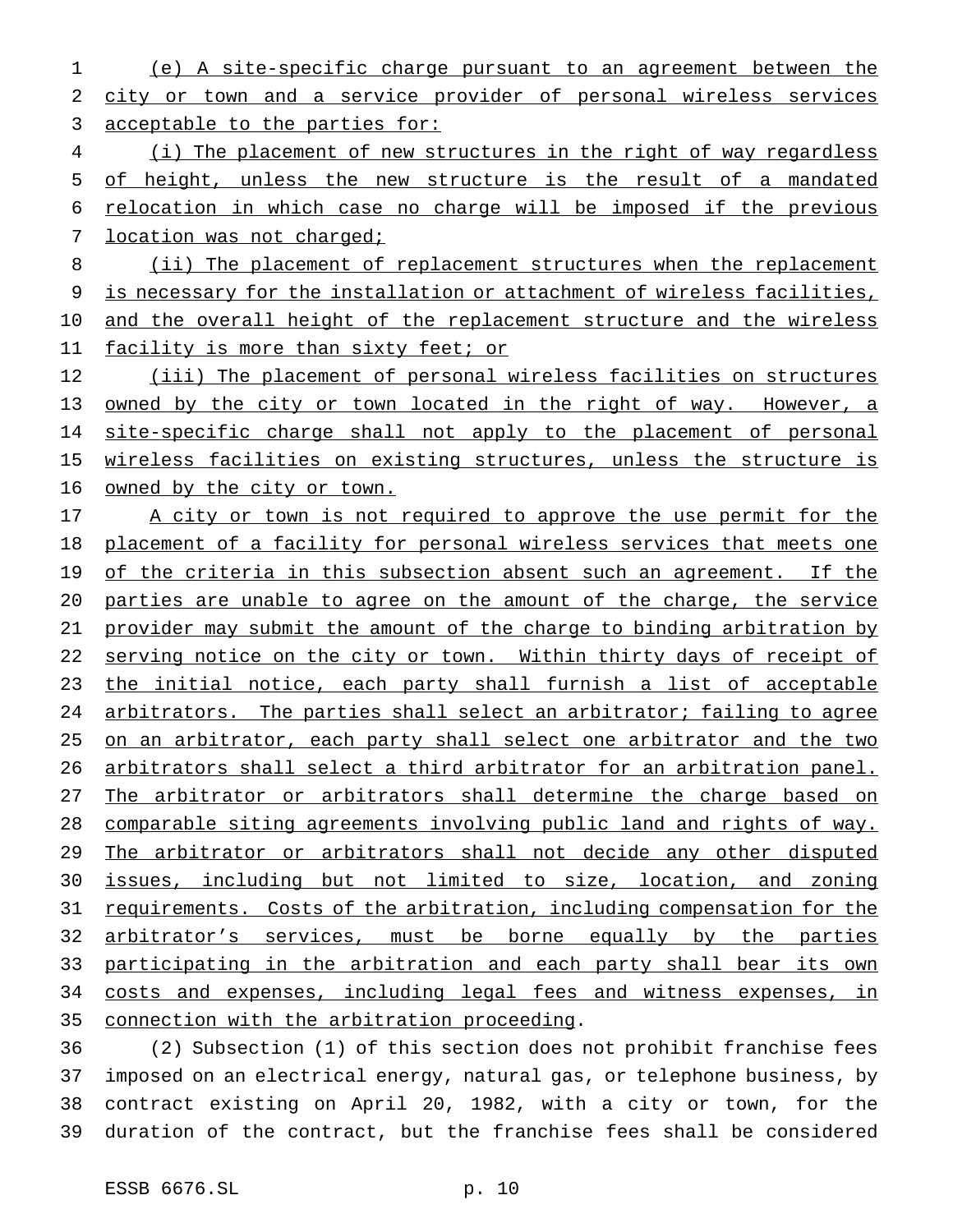(e) A site-specific charge pursuant to an agreement between the city or town and a service provider of personal wireless services acceptable to the parties for:

(i) The placement of new structures in the right of way regardless of height, unless the new structure is the result of a mandated relocation in which case no charge will be imposed if the previous location was not charged;

(ii) The placement of replacement structures when the replacement is necessary for the installation or attachment of wireless facilities, and the overall height of the replacement structure and the wireless facility is more than sixty feet; or

(iii) The placement of personal wireless facilities on structures owned by the city or town located in the right of way. However, a site-specific charge shall not apply to the placement of personal wireless facilities on existing structures, unless the structure is owned by the city or town.

A city or town is not required to approve the use permit for the placement of a facility for personal wireless services that meets one of the criteria in this subsection absent such an agreement. If the parties are unable to agree on the amount of the charge, the service provider may submit the amount of the charge to binding arbitration by serving notice on the city or town. Within thirty days of receipt of the initial notice, each party shall furnish a list of acceptable arbitrators. The parties shall select an arbitrator; failing to agree on an arbitrator, each party shall select one arbitrator and the two arbitrators shall select a third arbitrator for an arbitration panel. The arbitrator or arbitrators shall determine the charge based on comparable siting agreements involving public land and rights of way. The arbitrator or arbitrators shall not decide any other disputed issues, including but not limited to size, location, and zoning requirements. Costs of the arbitration, including compensation for the arbitrator's services, must be borne equally by the parties participating in the arbitration and each party shall bear its own costs and expenses, including legal fees and witness expenses, in connection with the arbitration proceeding.

(2) Subsection (1) of this section does not prohibit franchise fees imposed on an electrical energy, natural gas, or telephone business, by contract existing on April 20, 1982, with a city or town, for the duration of the contract, but the franchise fees shall be considered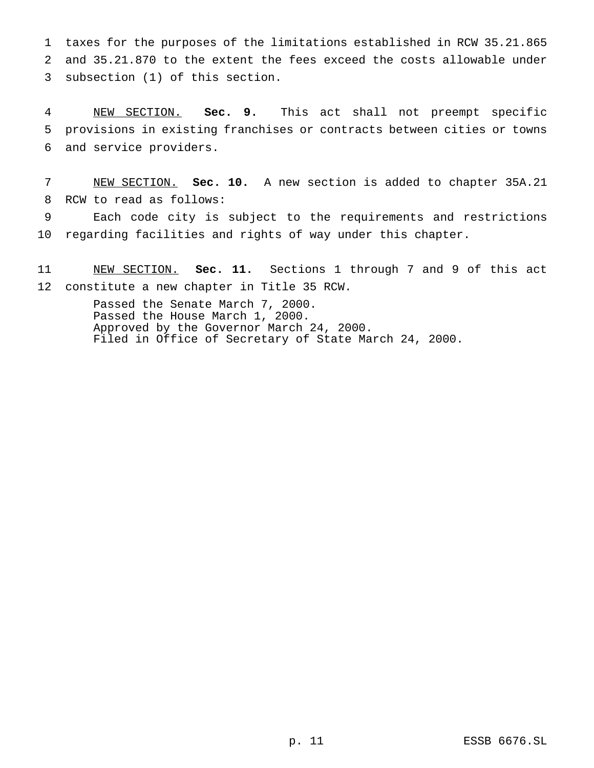taxes for the purposes of the limitations established in RCW 35.21.865 and 35.21.870 to the extent the fees exceed the costs allowable under subsection (1) of this section.

NEW SECTION. **Sec. 9.** This act shall not preempt specific provisions in existing franchises or contracts between cities or towns and service providers.

NEW SECTION. **Sec. 10.** A new section is added to chapter 35A.21 RCW to read as follows:

Each code city is subject to the requirements and restrictions regarding facilities and rights of way under this chapter.

NEW SECTION. **Sec. 11.** Sections 1 through 7 and 9 of this act constitute a new chapter in Title 35 RCW.

Passed the Senate March 7, 2000.
Passed the House March 1, 2000.
Approved by the Governor March 24, 2000.
Filed in Office of Secretary of State March 24, 2000.